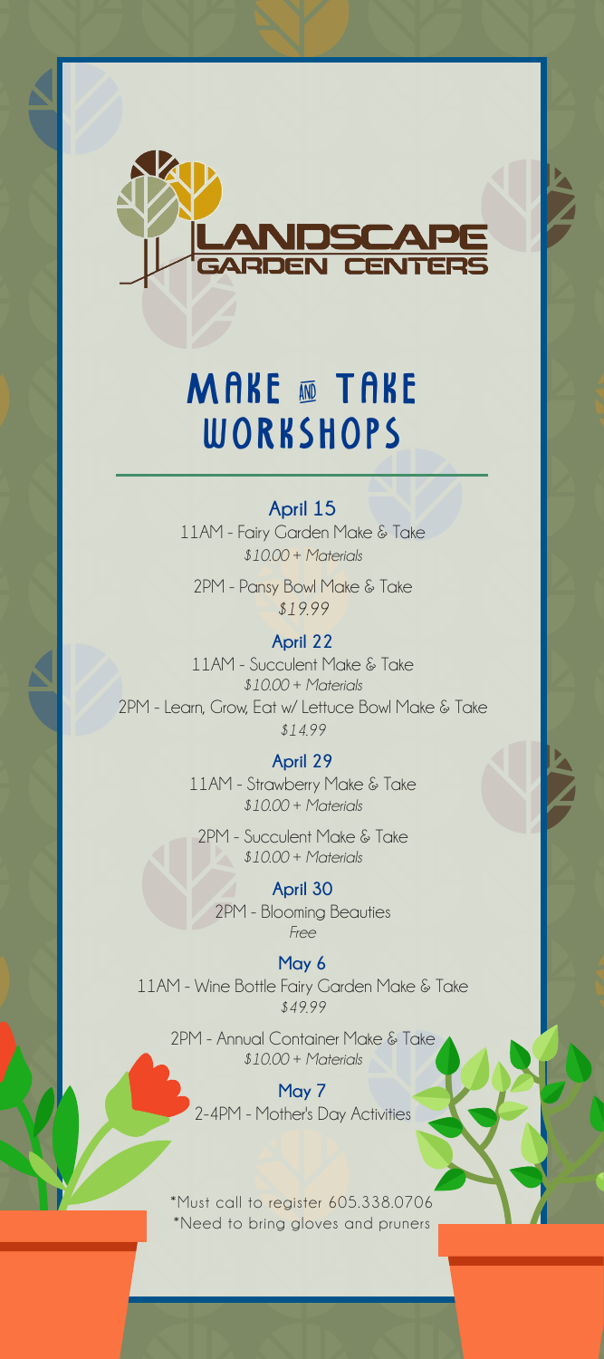LANDSCAPE GARDEN CENTERS

# MAKE AND TAKE WORKSHOPS

**April 15**

11AM - Fairy Garden Make & Take
*$10.00 + Materials*

2PM - Pansy Bowl Make & Take
*$19.99*

**April 22**

11AM - Succulent Make & Take
*$10.00 + Materials*

2PM - Learn, Grow, Eat w/ Lettuce Bowl Make & Take
*$14.99*

**April 29**

11AM - Strawberry Make & Take
*$10.00 + Materials*

2PM - Succulent Make & Take
*$10.00 + Materials*

**April 30**

2PM - Blooming Beauties
*Free*

**May 6**

11AM - Wine Bottle Fairy Garden Make & Take
*$49.99*

2PM - Annual Container Make & Take
*$10.00 + Materials*

**May 7**

2-4PM - Mother's Day Activities

*Must call to register 605.338.0706
*Need to bring gloves and pruners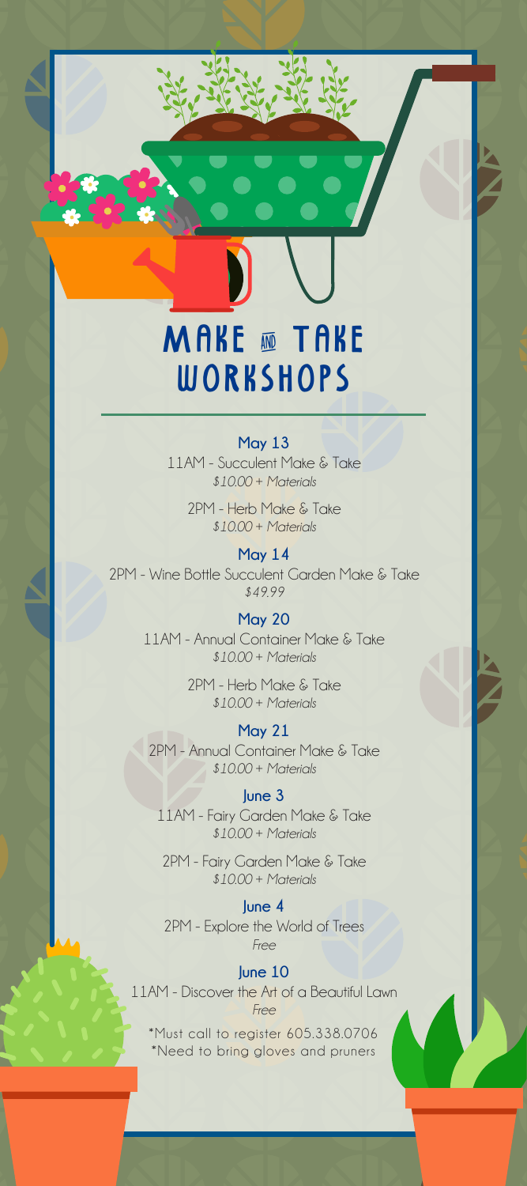# MAKE AND TAKE WORKSHOPS

**May 13**

11AM - Succulent Make & Take
*$10.00 + Materials*

2PM - Herb Make & Take
*$10.00 + Materials*

**May 14**

2PM - Wine Bottle Succulent Garden Make & Take
*$49.99*

**May 20**

11AM - Annual Container Make & Take
*$10.00 + Materials*

2PM - Herb Make & Take
*$10.00 + Materials*

**May 21**

2PM - Annual Container Make & Take
*$10.00 + Materials*

**June 3**

11AM - Fairy Garden Make & Take
*$10.00 + Materials*

2PM - Fairy Garden Make & Take
*$10.00 + Materials*

**June 4**

2PM - Explore the World of Trees
*Free*

**June 10**

11AM - Discover the Art of a Beautiful Lawn
*Free*

*Must call to register 605.338.0706
*Need to bring gloves and pruners